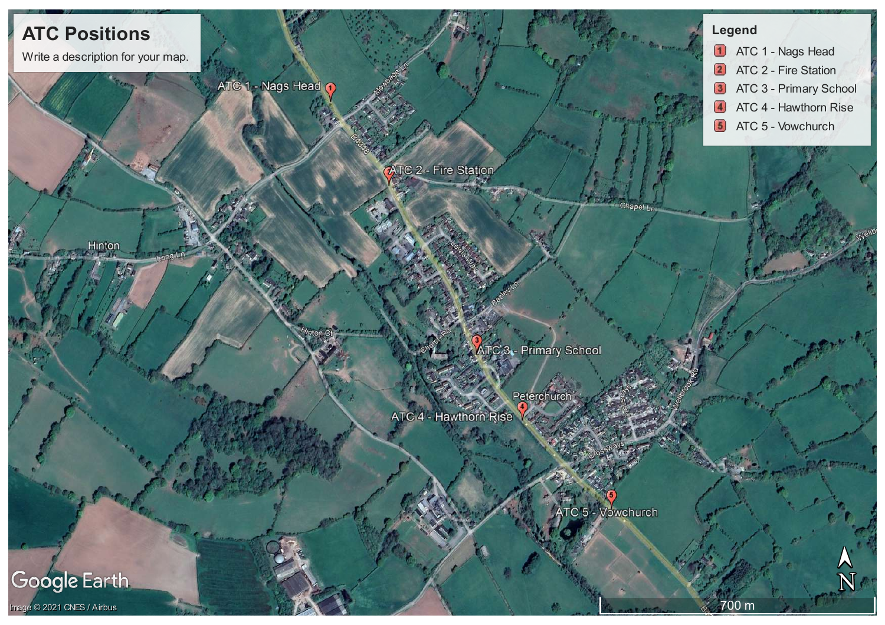# ATC Positions

Write a description for your map.

## Legend

1. ATC 1 - Nags Head
2. ATC 2 - Fire Station
3. ATC 3 - Primary School
4. ATC 4 - Hawthorn Rise
5. ATC 5 - Vowchurch

ATC 1 - Nags Head

ATC 2 - Fire Station

ATC 3 - Primary School

ATC 4 - Hawthorn Rise

ATC 5 - Vowchurch

Hinton

Peterchurch

Long Ln

Chapel Ln

Hinton Ct

Church Rd

Bazley Ln

Lewis Way

Mowbage Ln

B4348

Crossways

Wellbrook Rd

Google Earth

Image © 2021 CNES / Airbus

700 m

N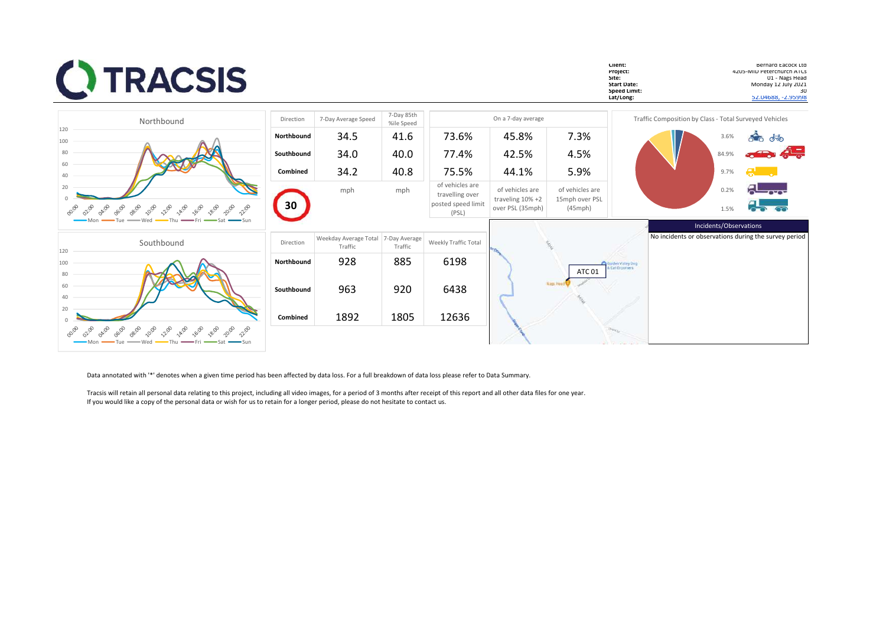TRACSIS

| | |
|---|---|
| Client: | Bernard Eacock Ltd |
| Project: | 4205-MID Peterchurch ATCs |
| Site: | 01 - Nags Head |
| Start Date: | Monday 12 July 2021 |
| Speed Limit: | 30 |
| Lat/Long: | 52.04688, -2.95998 |

Northbound

Mon, Tue, Wed, Thu, Fri, Sat, Sun

Southbound

Mon, Tue, Wed, Thu, Fri, Sat, Sun

| Direction | 7-Day Average Speed | 7-Day 85th %ile Speed | On a 7-day average | | |
|---|---|---|---|---|---|
| Northbound | 34.5 | 41.6 | 73.6% | 45.8% | 7.3% |
| Southbound | 34.0 | 40.0 | 77.4% | 42.5% | 4.5% |
| Combined | 34.2 | 40.8 | 75.5% | 44.1% | 5.9% |
| 30 | mph | mph | of vehicles are travelling over posted speed limit (PSL) | of vehicles are traveling 10% +2 over PSL (35mph) | of vehicles are 15mph over PSL (45mph) |

Traffic Composition by Class - Total Surveyed Vehicles

| Class | % |
|---|---|
| Motorcycles / Bicycles | 3.6% |
| Cars / Vans | 84.9% |
| LGV | 9.7% |
| OGV1 | 0.2% |
| OGV2 | 1.5% |

| Direction | Weekday Average Total Traffic | 7-Day Average Traffic | Weekly Traffic Total |
|---|---|---|---|
| Northbound | 928 | 885 | 6198 |
| Southbound | 963 | 920 | 6438 |
| Combined | 1892 | 1805 | 12636 |

ATC 01

Incidents/Observations

No incidents or observations during the survey period

Data annotated with '*' denotes when a given time period has been affected by data loss. For a full breakdown of data loss please refer to Data Summary.

Tracsis will retain all personal data relating to this project, including all video images, for a period of 3 months after receipt of this report and all other data files for one year.
If you would like a copy of the personal data or wish for us to retain for a longer period, please do not hesitate to contact us.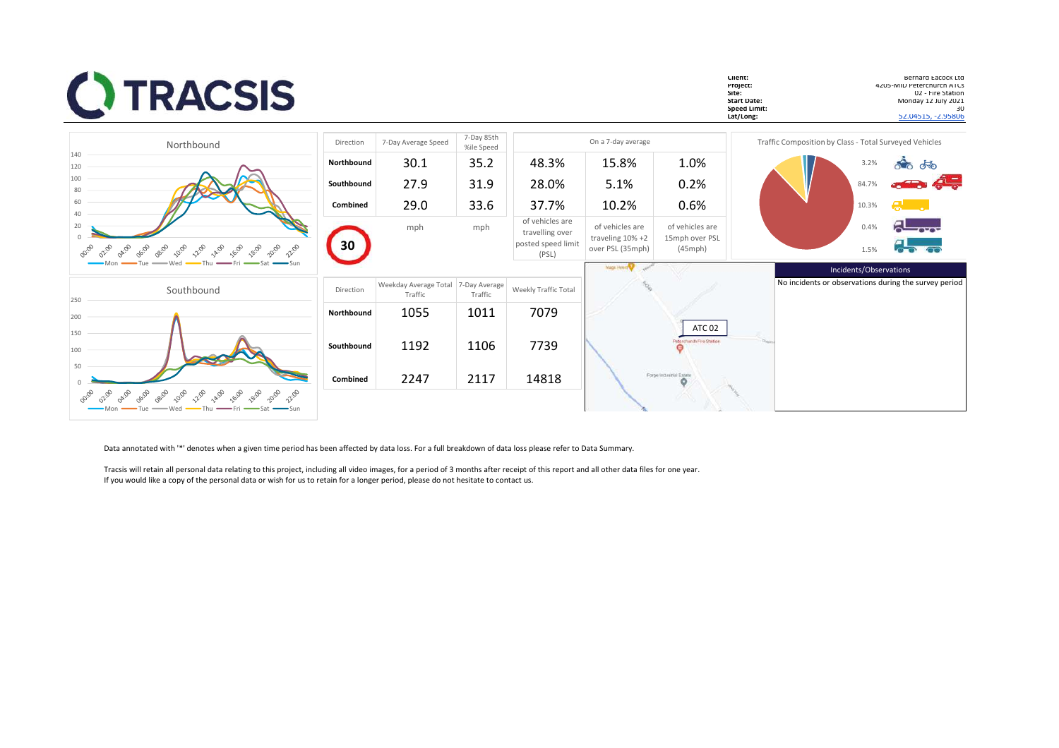# TRACSIS

| | |
|---|---|
| **Client:** | Bernard Eacock Ltd |
| **Project:** | 4205-MID Peterchurch ATCs |
| **Site:** | 02 - Fire Station |
| **Start Date:** | Monday 12 July 2021 |
| **Speed Limit:** | 30 |
| **Lat/Long:** | 52.04515, -2.95806 |

Northbound

Southbound

| Direction | 7-Day Average Speed | 7-Day 85th %ile Speed | On a 7-day average | | |
|---|---|---|---|---|---|
| **Northbound** | 30.1 | 35.2 | 48.3% | 15.8% | 1.0% |
| **Southbound** | 27.9 | 31.9 | 28.0% | 5.1% | 0.2% |
| **Combined** | 29.0 | 33.6 | 37.7% | 10.2% | 0.6% |
| 30 | mph | mph | of vehicles are travelling over posted speed limit (PSL) | of vehicles are traveling 10% +2 over PSL (35mph) | of vehicles are 15mph over PSL (45mph) |

| Direction | Weekday Average Total Traffic | 7-Day Average Traffic | Weekly Traffic Total |
|---|---|---|---|
| **Northbound** | 1055 | 1011 | 7079 |
| **Southbound** | 1192 | 1106 | 7739 |
| **Combined** | 2247 | 2117 | 14818 |

ATC 02

Traffic Composition by Class - Total Surveyed Vehicles

- 3.2%
- 84.7%
- 10.3%
- 0.4%
- 1.5%

**Incidents/Observations**

No incidents or observations during the survey period

Data annotated with '*' denotes when a given time period has been affected by data loss. For a full breakdown of data loss please refer to Data Summary.

Tracsis will retain all personal data relating to this project, including all video images, for a period of 3 months after receipt of this report and all other data files for one year.
If you would like a copy of the personal data or wish for us to retain for a longer period, please do not hesitate to contact us.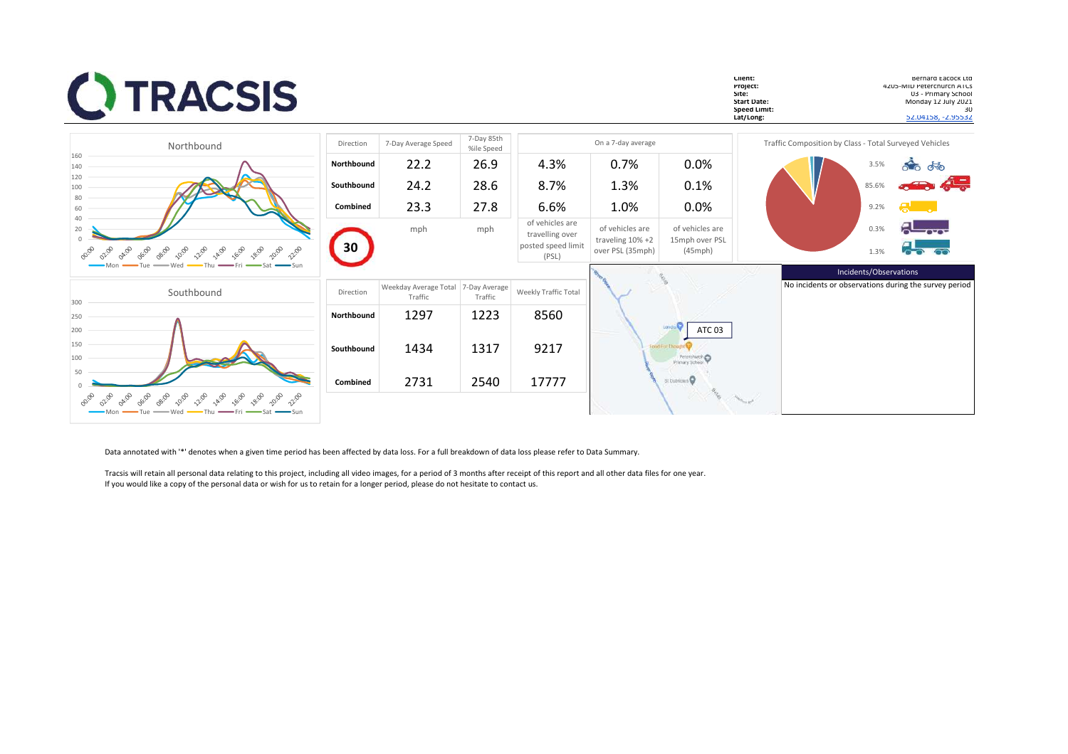# TRACSIS

| | |
|---|---|
| **Client:** | Bernard Eacock Ltd |
| **Project:** | 4205-MID Peterchurch ATCs |
| **Site:** | 03 - Primary School |
| **Start Date:** | Monday 12 July 2021 |
| **Speed Limit:** | 30 |
| **Lat/Long:** | 52.04158, -2.95532 |

| Direction | 7-Day Average Speed | 7-Day 85th %ile Speed | On a 7-day average | | |
|---|---|---|---|---|---|
| **Northbound** | 22.2 | 26.9 | 4.3% | 0.7% | 0.0% |
| **Southbound** | 24.2 | 28.6 | 8.7% | 1.3% | 0.1% |
| **Combined** | 23.3 | 27.8 | 6.6% | 1.0% | 0.0% |
| 30 | mph | mph | of vehicles are travelling over posted speed limit (PSL) | of vehicles are traveling 10% +2 over PSL (35mph) | of vehicles are 15mph over PSL (45mph) |

| Direction | Weekday Average Total Traffic | 7-Day Average Traffic | Weekly Traffic Total |
|---|---|---|---|
| **Northbound** | 1297 | 1223 | 8560 |
| **Southbound** | 1434 | 1317 | 9217 |
| **Combined** | 2731 | 2540 | 17777 |

**Traffic Composition by Class - Total Surveyed Vehicles**

- 3.5%
- 85.6%
- 9.2%
- 0.3%
- 1.3%

ATC 03

**Incidents/Observations**

No incidents or observations during the survey period

Data annotated with '*' denotes when a given time period has been affected by data loss. For a full breakdown of data loss please refer to Data Summary.

Tracsis will retain all personal data relating to this project, including all video images, for a period of 3 months after receipt of this report and all other data files for one year.
If you would like a copy of the personal data or wish for us to retain for a longer period, please do not hesitate to contact us.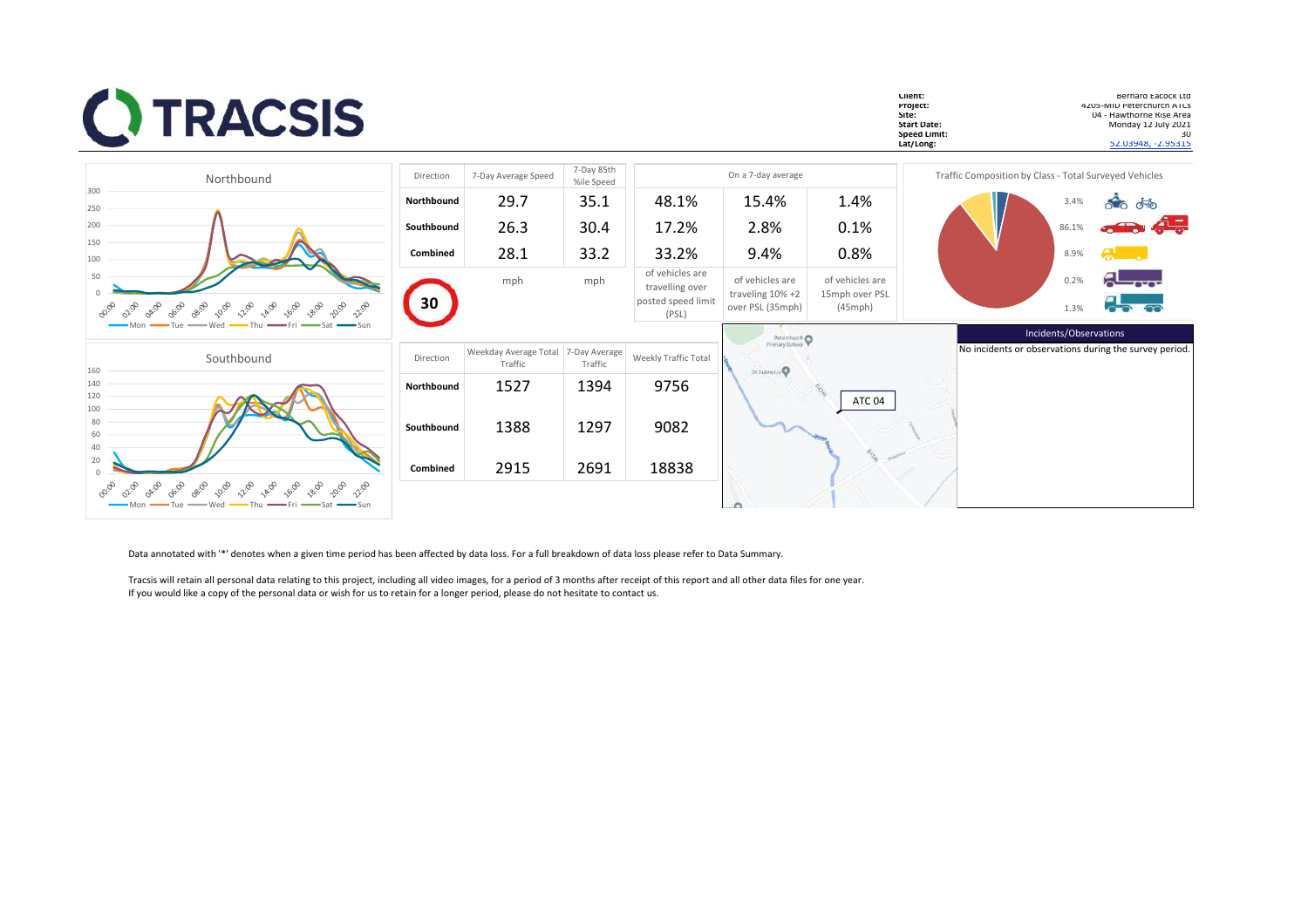# TRACSIS

| | |
|---|---|
| **Client:** | Bernard Eacock Ltd |
| **Project:** | 4205-MID Peterchurch ATCs |
| **Site:** | 04 - Hawthorne Rise Area |
| **Start Date:** | Monday 12 July 2021 |
| **Speed Limit:** | 30 |
| **Lat/Long:** | 52.03948, -2.95315 |

Northbound

Southbound

| Direction | 7-Day Average Speed | 7-Day 85th %ile Speed | On a 7-day average | | |
|---|---|---|---|---|---|
| **Northbound** | 29.7 | 35.1 | 48.1% | 15.4% | 1.4% |
| **Southbound** | 26.3 | 30.4 | 17.2% | 2.8% | 0.1% |
| **Combined** | 28.1 | 33.2 | 33.2% | 9.4% | 0.8% |
| 30 | mph | mph | of vehicles are travelling over posted speed limit (PSL) | of vehicles are traveling 10% +2 over PSL (35mph) | of vehicles are 15mph over PSL (45mph) |

Traffic Composition by Class - Total Surveyed Vehicles

| Class | % |
|---|---|
| Motorcycles / Bicycles | 3.4% |
| Cars / Vans | 86.1% |
| LGV | 8.9% |
| OGV1 | 0.2% |
| OGV2 | 1.3% |

| Direction | Weekday Average Total Traffic | 7-Day Average Traffic | Weekly Traffic Total |
|---|---|---|---|
| **Northbound** | 1527 | 1394 | 9756 |
| **Southbound** | 1388 | 1297 | 9082 |
| **Combined** | 2915 | 2691 | 18838 |

ATC 04

**Incidents/Observations**

No incidents or observations during the survey period.

Data annotated with '*' denotes when a given time period has been affected by data loss. For a full breakdown of data loss please refer to Data Summary.

Tracsis will retain all personal data relating to this project, including all video images, for a period of 3 months after receipt of this report and all other data files for one year.
If you would like a copy of the personal data or wish for us to retain for a longer period, please do not hesitate to contact us.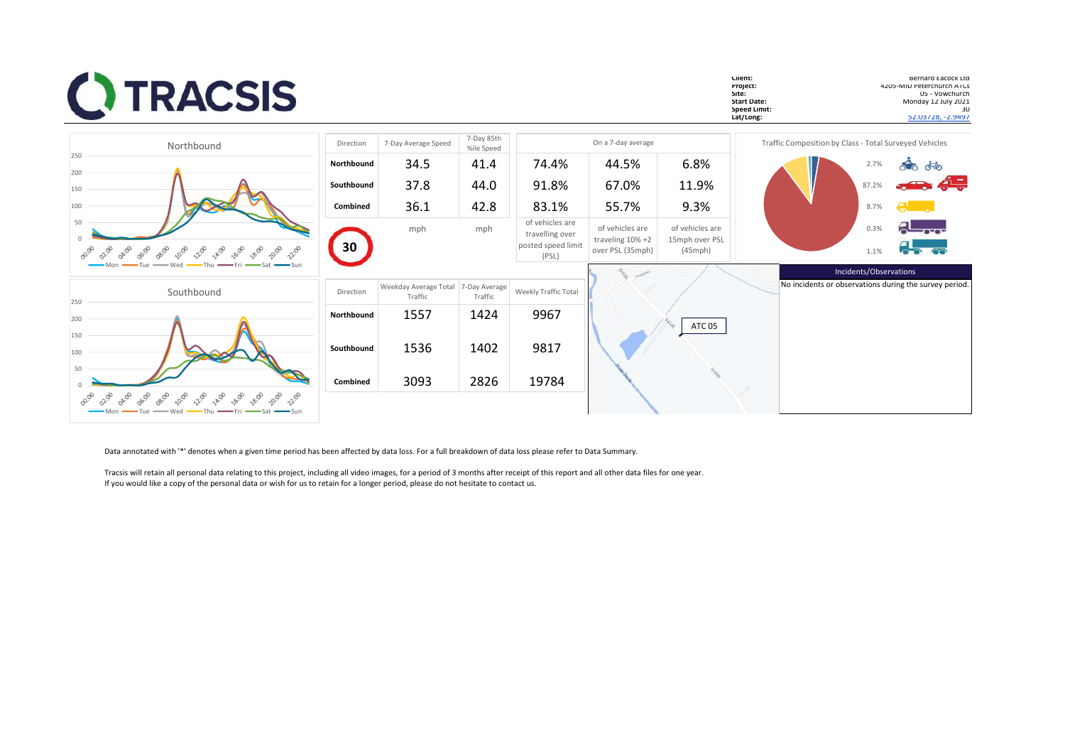# TRACSIS

| | |
|---|---|
| **Client:** | Bernard Eacock Ltd |
| **Project:** | 4205-MID Peterchurch ATCs |
| **Site:** | 05 - Vowchurch |
| **Start Date:** | Monday 12 July 2021 |
| **Speed Limit:** | 30 |
| **Lat/Long:** | 52.03728, -2.9497 |

Northbound

250
200
150
100
50
0

00:00 02:00 04:00 06:00 08:00 10:00 12:00 14:00 16:00 18:00 20:00 22:00

Mon Tue Wed Thu Fri Sat Sun

Southbound

250
200
150
100
50
0

00:00 02:00 04:00 06:00 08:00 10:00 12:00 14:00 16:00 18:00 20:00 22:00

Mon Tue Wed Thu Fri Sat Sun

| Direction | 7-Day Average Speed | 7-Day 85th %ile Speed | On a 7-day average | | |
|---|---|---|---|---|---|
| **Northbound** | 34.5 | 41.4 | 74.4% | 44.5% | 6.8% |
| **Southbound** | 37.8 | 44.0 | 91.8% | 67.0% | 11.9% |
| **Combined** | 36.1 | 42.8 | 83.1% | 55.7% | 9.3% |
| 30 | mph | mph | of vehicles are travelling over posted speed limit (PSL) | of vehicles are traveling 10% +2 over PSL (35mph) | of vehicles are 15mph over PSL (45mph) |

| Direction | Weekday Average Total Traffic | 7-Day Average Traffic | Weekly Traffic Total |
|---|---|---|---|
| **Northbound** | 1557 | 1424 | 9967 |
| **Southbound** | 1536 | 1402 | 9817 |
| **Combined** | 3093 | 2826 | 19784 |

ATC 05

Traffic Composition by Class - Total Surveyed Vehicles

2.7%
87.2%
8.7%
0.3%
1.1%

**Incidents/Observations**

No incidents or observations during the survey period.

Data annotated with '*' denotes when a given time period has been affected by data loss. For a full breakdown of data loss please refer to Data Summary.

Tracsis will retain all personal data relating to this project, including all video images, for a period of 3 months after receipt of this report and all other data files for one year. If you would like a copy of the personal data or wish for us to retain for a longer period, please do not hesitate to contact us.